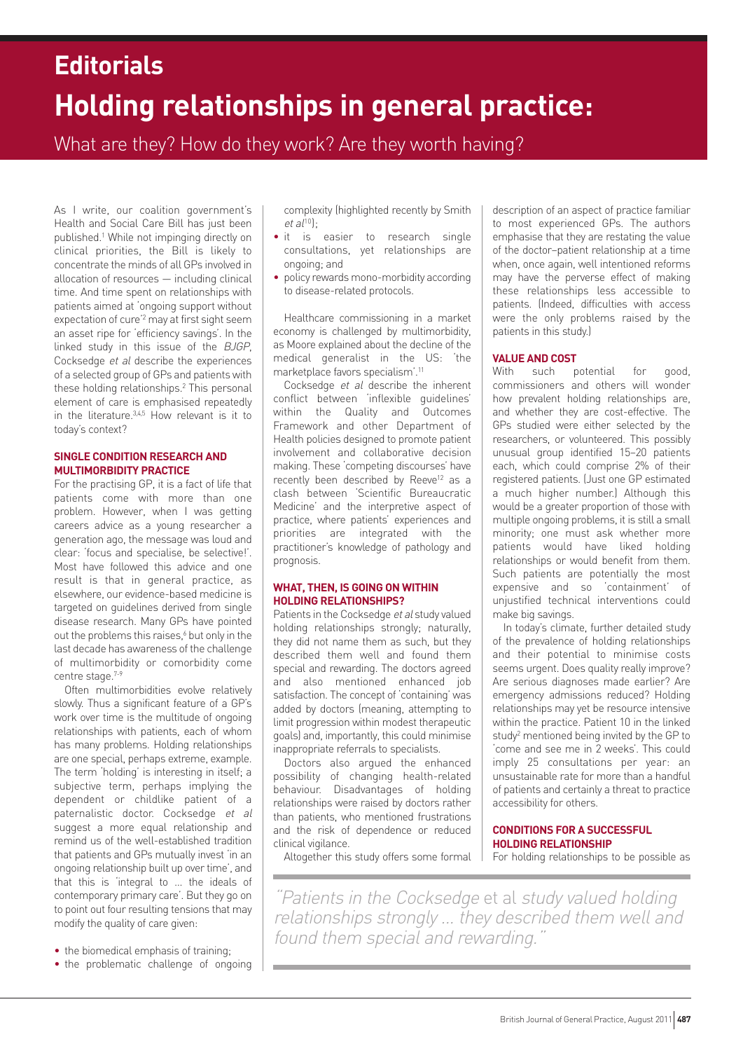# Editorials

## Holding relationships in general practice:

What are they? How do they work? Are they worth having?

As I write, our coalition government's Health and Social Care Bill has just been published.[1] While not impinging directly on clinical priorities, the Bill is likely to concentrate the minds of all GPs involved in allocation of resources — including clinical time. And time spent on relationships with patients aimed at 'ongoing support without expectation of cure'[2] may at first sight seem an asset ripe for 'efficiency savings'. In the linked study in this issue of the *BJGP*, Cocksedge *et al* describe the experiences of a selected group of GPs and patients with these holding relationships.[2] This personal element of care is emphasised repeatedly in the literature.[3,4,5] How relevant is it to today's context?

### SINGLE CONDITION RESEARCH AND MULTIMORBIDITY PRACTICE

For the practising GP, it is a fact of life that patients come with more than one problem. However, when I was getting careers advice as a young researcher a generation ago, the message was loud and clear: 'focus and specialise, be selective!'. Most have followed this advice and one result is that in general practice, as elsewhere, our evidence-based medicine is targeted on guidelines derived from single disease research. Many GPs have pointed out the problems this raises,[6] but only in the last decade has awareness of the challenge of multimorbidity or comorbidity come centre stage.[7-9]

Often multimorbidities evolve relatively slowly. Thus a significant feature of a GP's work over time is the multitude of ongoing relationships with patients, each of whom has many problems. Holding relationships are one special, perhaps extreme, example. The term 'holding' is interesting in itself; a subjective term, perhaps implying the dependent or childlike patient of a paternalistic doctor. Cocksedge *et al* suggest a more equal relationship and remind us of the well-established tradition that patients and GPs mutually invest 'in an ongoing relationship built up over time', and that this is 'integral to ... the ideals of contemporary primary care'. But they go on to point out four resulting tensions that may modify the quality of care given:

- the biomedical emphasis of training;
- the problematic challenge of ongoing complexity (highlighted recently by Smith *et al*[10]);
- it is easier to research single consultations, yet relationships are ongoing; and
- policy rewards mono-morbidity according to disease-related protocols.

Healthcare commissioning in a market economy is challenged by multimorbidity, as Moore explained about the decline of the medical generalist in the US: 'the marketplace favors specialism'.[11]

Cocksedge *et al* describe the inherent conflict between 'inflexible guidelines' within the Quality and Outcomes Framework and other Department of Health policies designed to promote patient involvement and collaborative decision making. These 'competing discourses' have recently been described by Reeve[12] as a clash between 'Scientific Bureaucratic Medicine' and the interpretive aspect of practice, where patients' experiences and priorities are integrated with the practitioner's knowledge of pathology and prognosis.

### WHAT, THEN, IS GOING ON WITHIN HOLDING RELATIONSHIPS?

Patients in the Cocksedge *et al* study valued holding relationships strongly; naturally, they did not name them as such, but they described them well and found them special and rewarding. The doctors agreed and also mentioned enhanced job satisfaction. The concept of 'containing' was added by doctors (meaning, attempting to limit progression within modest therapeutic goals) and, importantly, this could minimise inappropriate referrals to specialists.

Doctors also argued the enhanced possibility of changing health-related behaviour. Disadvantages of holding relationships were raised by doctors rather than patients, who mentioned frustrations and the risk of dependence or reduced clinical vigilance.

Altogether this study offers some formal description of an aspect of practice familiar to most experienced GPs. The authors emphasise that they are restating the value of the doctor–patient relationship at a time when, once again, well intentioned reforms may have the perverse effect of making these relationships less accessible to patients. (Indeed, difficulties with access were the only problems raised by the patients in this study.)

### VALUE AND COST

With such potential for good, commissioners and others will wonder how prevalent holding relationships are, and whether they are cost-effective. The GPs studied were either selected by the researchers, or volunteered. This possibly unusual group identified 15–20 patients each, which could comprise 2% of their registered patients. (Just one GP estimated a much higher number.) Although this would be a greater proportion of those with multiple ongoing problems, it is still a small minority; one must ask whether more patients would have liked holding relationships or would benefit from them. Such patients are potentially the most expensive and so 'containment' of unjustified technical interventions could make big savings.

In today's climate, further detailed study of the prevalence of holding relationships and their potential to minimise costs seems urgent. Does quality really improve? Are serious diagnoses made earlier? Are emergency admissions reduced? Holding relationships may yet be resource intensive within the practice. Patient 10 in the linked study[2] mentioned being invited by the GP to 'come and see me in 2 weeks'. This could imply 25 consultations per year: an unsustainable rate for more than a handful of patients and certainly a threat to practice accessibility for others.

### CONDITIONS FOR A SUCCESSFUL HOLDING RELATIONSHIP

For holding relationships to be possible as

> *"Patients in the Cocksedge* et al *study valued holding relationships strongly ... they described them well and found them special and rewarding."*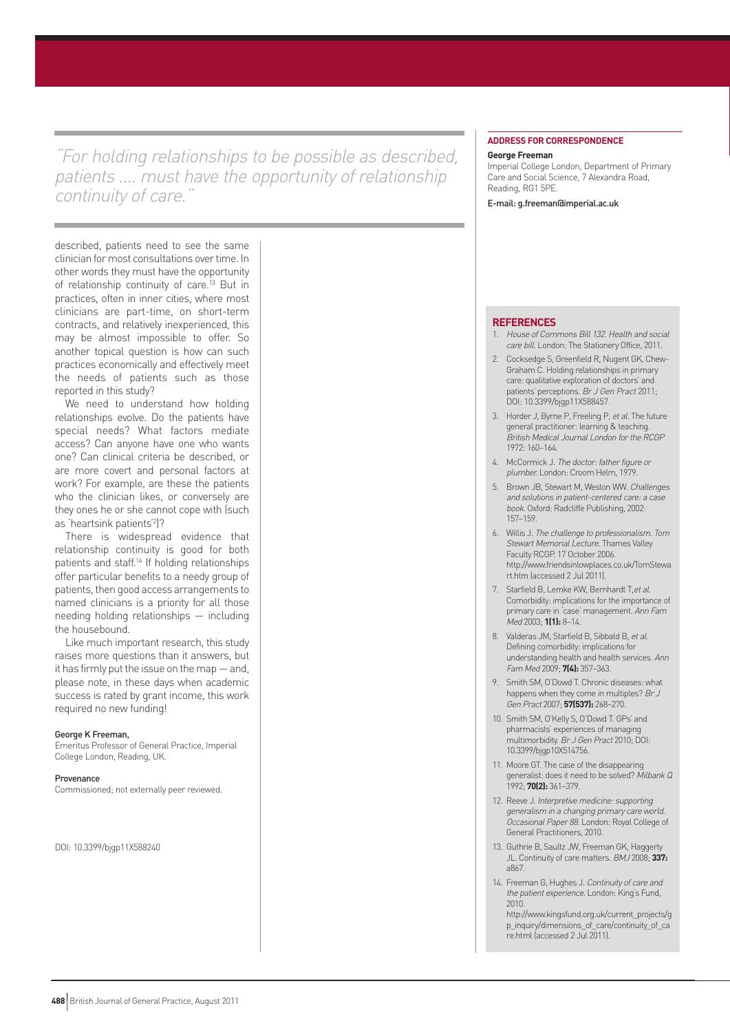> "For holding relationships to be possible as described, patients .... must have the opportunity of relationship continuity of care."

described, patients need to see the same clinician for most consultations over time. In other words they must have the opportunity of relationship continuity of care.[13] But in practices, often in inner cities, where most clinicians are part-time, on short-term contracts, and relatively inexperienced, this may be almost impossible to offer. So another topical question is how can such practices economically and effectively meet the needs of patients such as those reported in this study?

We need to understand how holding relationships evolve. Do the patients have special needs? What factors mediate access? Can anyone have one who wants one? Can clinical criteria be described, or are more covert and personal factors at work? For example, are these the patients who the clinician likes, or conversely are they ones he or she cannot cope with (such as 'heartsink patients'[2])?

There is widespread evidence that relationship continuity is good for both patients and staff.[14] If holding relationships offer particular benefits to a needy group of patients, then good access arrangements to named clinicians is a priority for all those needing holding relationships — including the housebound.

Like much important research, this study raises more questions than it answers, but it has firmly put the issue on the map — and, please note, in these days when academic success is rated by grant income, this work required no new funding!

**George K Freeman,**
Emeritus Professor of General Practice, Imperial College London, Reading, UK.

**Provenance**
Commissioned; not externally peer reviewed.

DOI: 10.3399/bjgp11X588240

**ADDRESS FOR CORRESPONDENCE**

**George Freeman**
Imperial College London, Department of Primary Care and Social Science, 7 Alexandra Road, Reading, RG1 5PE.

E-mail: g.freeman@imperial.ac.uk

## REFERENCES

1. *House of Commons Bill 132. Health and social care bill.* London: The Stationery Office, 2011.
2. Cocksedge S, Greenfield R, Nugent GK, Chew-Graham C. Holding relationships in primary care: qualitative exploration of doctors' and patients' perceptions. *Br J Gen Pract* 2011; DOI: 10.3399/bjgp11X588457.
3. Horder J, Byrne P, Freeling P, *et al.* The future general practitioner: learning & teaching. *British Medical Journal London for the RCGP* 1972: 160–164.
4. McCormick J. *The doctor: father figure or plumber.* London: Croom Helm, 1979.
5. Brown JB, Stewart M, Weston WW. *Challenges and solutions in patient-centered care: a case book.* Oxford: Radcliffe Publishing, 2002: 157–159.
6. Willis J. *The challenge to professionalism. Tom Stewart Memorial Lecture.* Thames Valley Faculty RCGP. 17 October 2006. http://www.friendsinlowplaces.co.uk/TomStewart.htm (accessed 2 Jul 2011).
7. Starfield B, Lemke KW, Bernhardt T,*et al.* Comorbidity: implications for the importance of primary care in 'case' management. *Ann Fam Med* 2003; **1(1):** 8–14.
8. Valderas JM, Starfield B, Sibbald B, *et al.* Defining comorbidity: implications for understanding health and health services. *Ann Fam Med* 2009; **7(4):** 357–363.
9. Smith SM, O'Dowd T. Chronic diseases: what happens when they come in multiples? *Br J Gen Pract* 2007; **57(537):** 268–270.
10. Smith SM, O'Kelly S, O'Dowd T. GPs' and pharmacists' experiences of managing multimorbidity. *Br J Gen Pract* 2010; DOI: 10.3399/bjgp10X514756.
11. Moore GT. The case of the disappearing generalist: does it need to be solved? *Milbank Q* 1992; **70(2):** 361–379.
12. Reeve J. *Interpretive medicine: supporting generalism in a changing primary care world. Occasional Paper 88.* London: Royal College of General Practitioners, 2010.
13. Guthrie B, Saultz JW, Freeman GK, Haggerty JL. Continuity of care matters. *BMJ* 2008; **337:** a867.
14. Freeman G, Hughes J. *Continuity of care and the patient experience.* London: King's Fund, 2010. http://www.kingsfund.org.uk/current_projects/gp_inquiry/dimensions_of_care/continuity_of_care.html (accessed 2 Jul 2011).